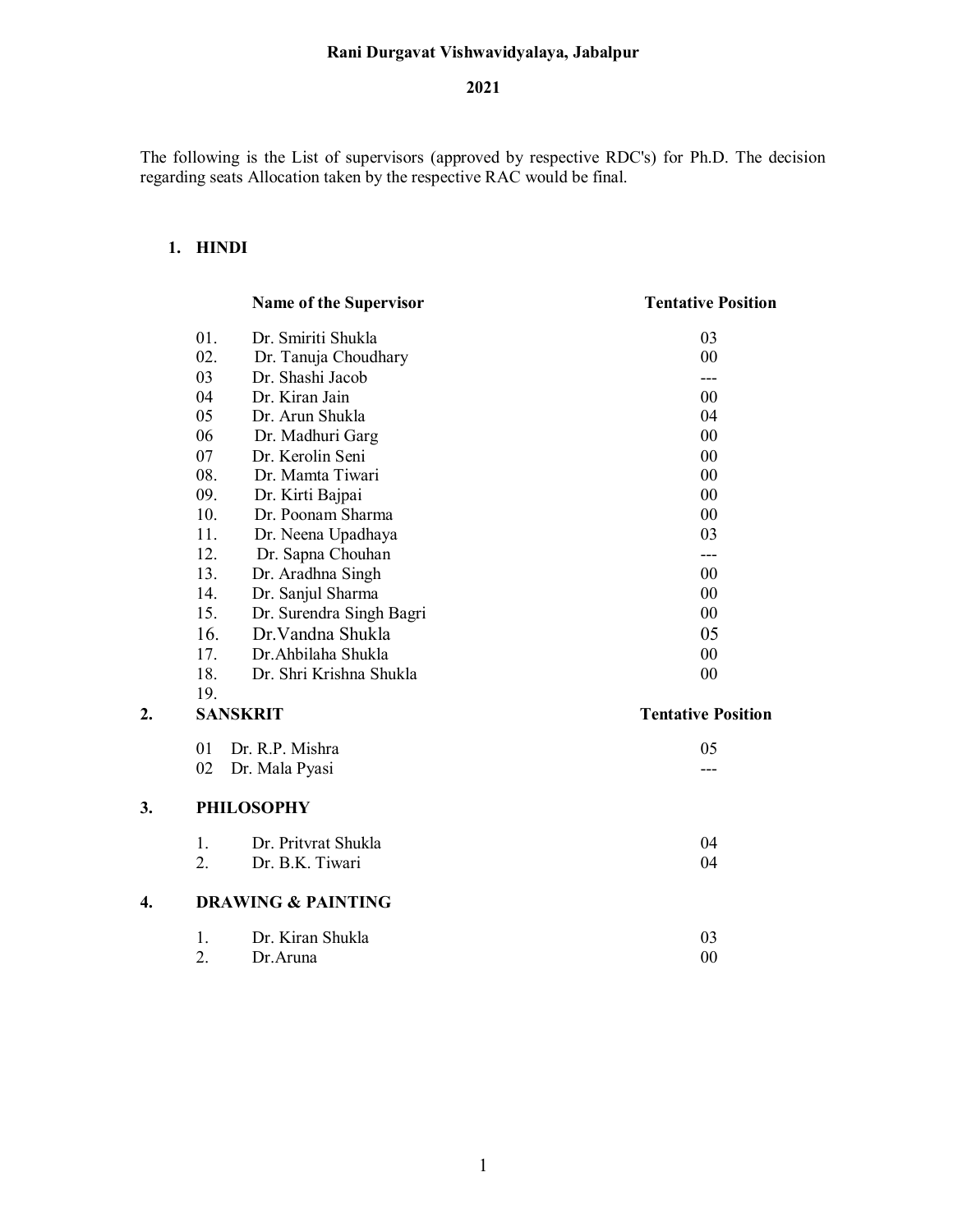**Rani Durgavat Vishwavidyalaya, Jabalpur**

**2021**

The following is the List of supervisors (approved by respective RDC's) for Ph.D. The decision regarding seats Allocation taken by the respective RAC would be final.

## 1. HINDI

| | Name of the Supervisor | Tentative Position |
|---|---|---|
| 01. | Dr. Smiriti Shukla | 03 |
| 02. | Dr. Tanuja Choudhary | 00 |
| 03 | Dr. Shashi Jacob | --- |
| 04 | Dr. Kiran Jain | 00 |
| 05 | Dr. Arun Shukla | 04 |
| 06 | Dr. Madhuri Garg | 00 |
| 07 | Dr. Kerolin Seni | 00 |
| 08. | Dr. Mamta Tiwari | 00 |
| 09. | Dr. Kirti Bajpai | 00 |
| 10. | Dr. Poonam Sharma | 00 |
| 11. | Dr. Neena Upadhaya | 03 |
| 12. | Dr. Sapna Chouhan | --- |
| 13. | Dr. Aradhna Singh | 00 |
| 14. | Dr. Sanjul Sharma | 00 |
| 15. | Dr. Surendra Singh Bagri | 00 |
| 16. | Dr.Vandna Shukla | 05 |
| 17. | Dr.Ahbilaha Shukla | 00 |
| 18. | Dr. Shri Krishna Shukla | 00 |
| 19. | | |

## 2. SANSKRIT

| | Name of the Supervisor | Tentative Position |
|---|---|---|
| 01 | Dr. R.P. Mishra | 05 |
| 02 | Dr. Mala Pyasi | --- |

## 3. PHILOSOPHY

| | Name of the Supervisor | Tentative Position |
|---|---|---|
| 1. | Dr. Pritvrat Shukla | 04 |
| 2. | Dr. B.K. Tiwari | 04 |

## 4. DRAWING & PAINTING

| | Name of the Supervisor | Tentative Position |
|---|---|---|
| 1. | Dr. Kiran Shukla | 03 |
| 2. | Dr.Aruna | 00 |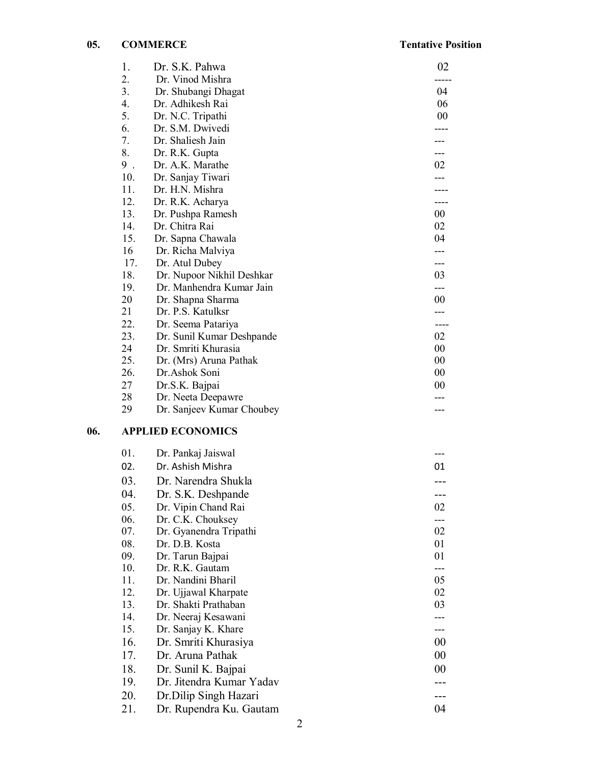## 05. COMMERCE

| No. | Name | Tentative Position |
|---|---|---|
| 1. | Dr. S.K. Pahwa | 02 |
| 2. | Dr. Vinod Mishra | ----- |
| 3. | Dr. Shubangi Dhagat | 04 |
| 4. | Dr. Adhikesh Rai | 06 |
| 5. | Dr. N.C. Tripathi | 00 |
| 6. | Dr. S.M. Dwivedi | ---- |
| 7. | Dr. Shaliesh Jain | --- |
| 8. | Dr. R.K. Gupta | --- |
| 9 . | Dr. A.K. Marathe | 02 |
| 10. | Dr. Sanjay Tiwari | --- |
| 11. | Dr. H.N. Mishra | ---- |
| 12. | Dr. R.K. Acharya | ---- |
| 13. | Dr. Pushpa Ramesh | 00 |
| 14. | Dr. Chitra Rai | 02 |
| 15. | Dr. Sapna Chawala | 04 |
| 16 | Dr. Richa Malviya | --- |
| 17. | Dr. Atul Dubey | --- |
| 18. | Dr. Nupoor Nikhil Deshkar | 03 |
| 19. | Dr. Manhendra Kumar Jain | --- |
| 20 | Dr. Shapna Sharma | 00 |
| 21 | Dr. P.S. Katulksr | --- |
| 22. | Dr. Seema Patariya | ---- |
| 23. | Dr. Sunil Kumar Deshpande | 02 |
| 24 | Dr. Smriti Khurasia | 00 |
| 25. | Dr. (Mrs) Aruna Pathak | 00 |
| 26. | Dr.Ashok Soni | 00 |
| 27 | Dr.S.K. Bajpai | 00 |
| 28 | Dr. Neeta Deepawre | --- |
| 29 | Dr. Sanjeev Kumar Choubey | --- |

## 06. APPLIED ECONOMICS

| No. | Name | Tentative Position |
|---|---|---|
| 01. | Dr. Pankaj Jaiswal | --- |
| 02. | Dr. Ashish Mishra | 01 |
| 03. | Dr. Narendra Shukla | --- |
| 04. | Dr. S.K. Deshpande | --- |
| 05. | Dr. Vipin Chand Rai | 02 |
| 06. | Dr. C.K. Chouksey | --- |
| 07. | Dr. Gyanendra Tripathi | 02 |
| 08. | Dr. D.B. Kosta | 01 |
| 09. | Dr. Tarun Bajpai | 01 |
| 10. | Dr. R.K. Gautam | --- |
| 11. | Dr. Nandini Bharil | 05 |
| 12. | Dr. Ujjawal Kharpate | 02 |
| 13. | Dr. Shakti Prathaban | 03 |
| 14. | Dr. Neeraj Kesawani | --- |
| 15. | Dr. Sanjay K. Khare | --- |
| 16. | Dr. Smriti Khurasiya | 00 |
| 17. | Dr. Aruna Pathak | 00 |
| 18. | Dr. Sunil K. Bajpai | 00 |
| 19. | Dr. Jitendra Kumar Yadav | --- |
| 20. | Dr.Dilip Singh Hazari | --- |
| 21. | Dr. Rupendra Ku. Gautam | 04 |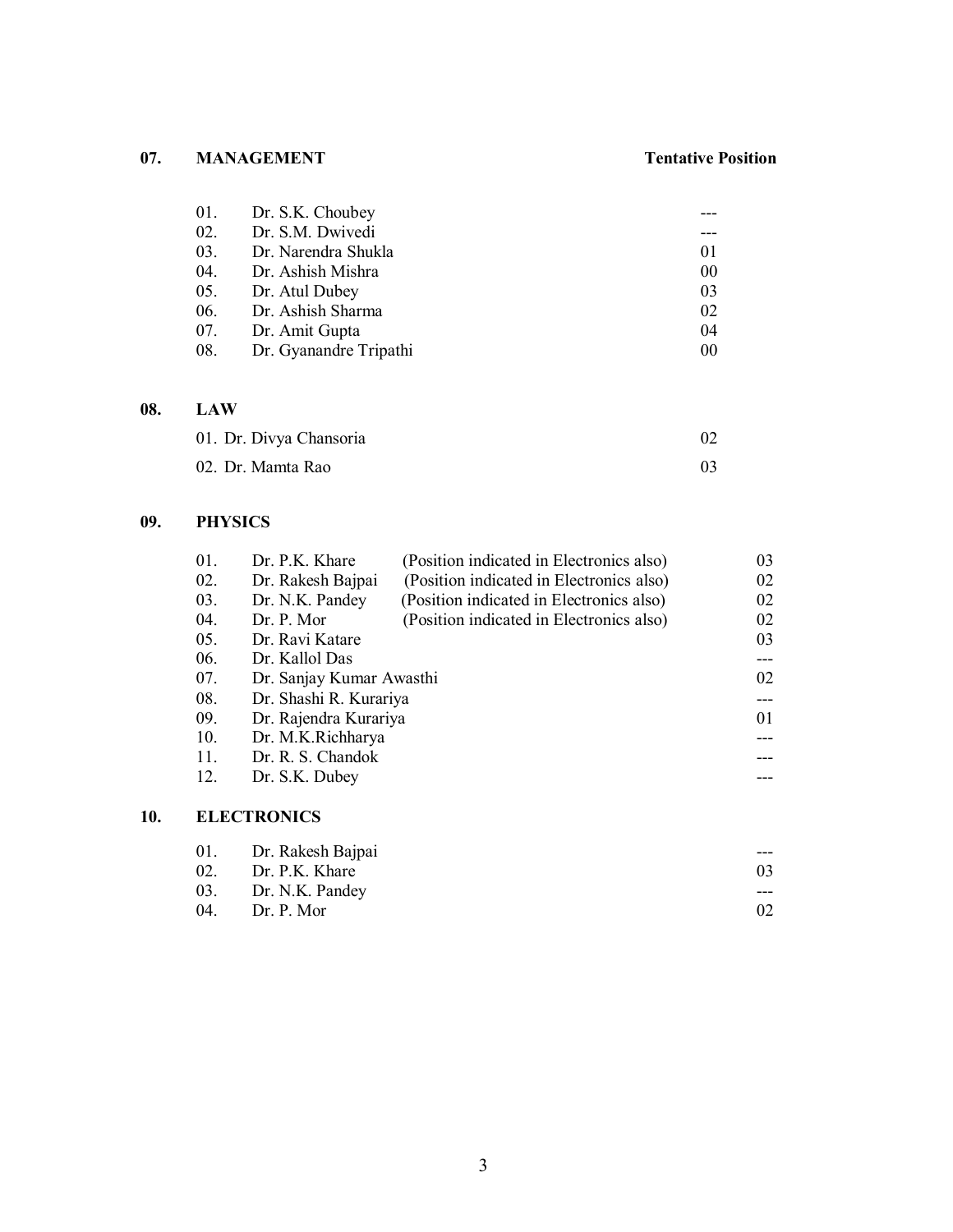## 07. MANAGEMENT

| No. | Name | Tentative Position |
|---|---|---|
| 01. | Dr. S.K. Choubey | --- |
| 02. | Dr. S.M. Dwivedi | --- |
| 03. | Dr. Narendra Shukla | 01 |
| 04. | Dr. Ashish Mishra | 00 |
| 05. | Dr. Atul Dubey | 03 |
| 06. | Dr. Ashish Sharma | 02 |
| 07. | Dr. Amit Gupta | 04 |
| 08. | Dr. Gyanandre Tripathi | 00 |

## 08. LAW

| No. | Name | Tentative Position |
|---|---|---|
| 01. | Dr. Divya Chansoria | 02 |
| 02. | Dr. Mamta Rao | 03 |

## 09. PHYSICS

| No. | Name | Remark | Tentative Position |
|---|---|---|---|
| 01. | Dr. P.K. Khare | (Position indicated in Electronics also) | 03 |
| 02. | Dr. Rakesh Bajpai | (Position indicated in Electronics also) | 02 |
| 03. | Dr. N.K. Pandey | (Position indicated in Electronics also) | 02 |
| 04. | Dr. P. Mor | (Position indicated in Electronics also) | 02 |
| 05. | Dr. Ravi Katare | | 03 |
| 06. | Dr. Kallol Das | | --- |
| 07. | Dr. Sanjay Kumar Awasthi | | 02 |
| 08. | Dr. Shashi R. Kurariya | | --- |
| 09. | Dr. Rajendra Kurariya | | 01 |
| 10. | Dr. M.K.Richharya | | --- |
| 11. | Dr. R. S. Chandok | | --- |
| 12. | Dr. S.K. Dubey | | --- |

## 10. ELECTRONICS

| No. | Name | Tentative Position |
|---|---|---|
| 01. | Dr. Rakesh Bajpai | --- |
| 02. | Dr. P.K. Khare | 03 |
| 03. | Dr. N.K. Pandey | --- |
| 04. | Dr. P. Mor | 02 |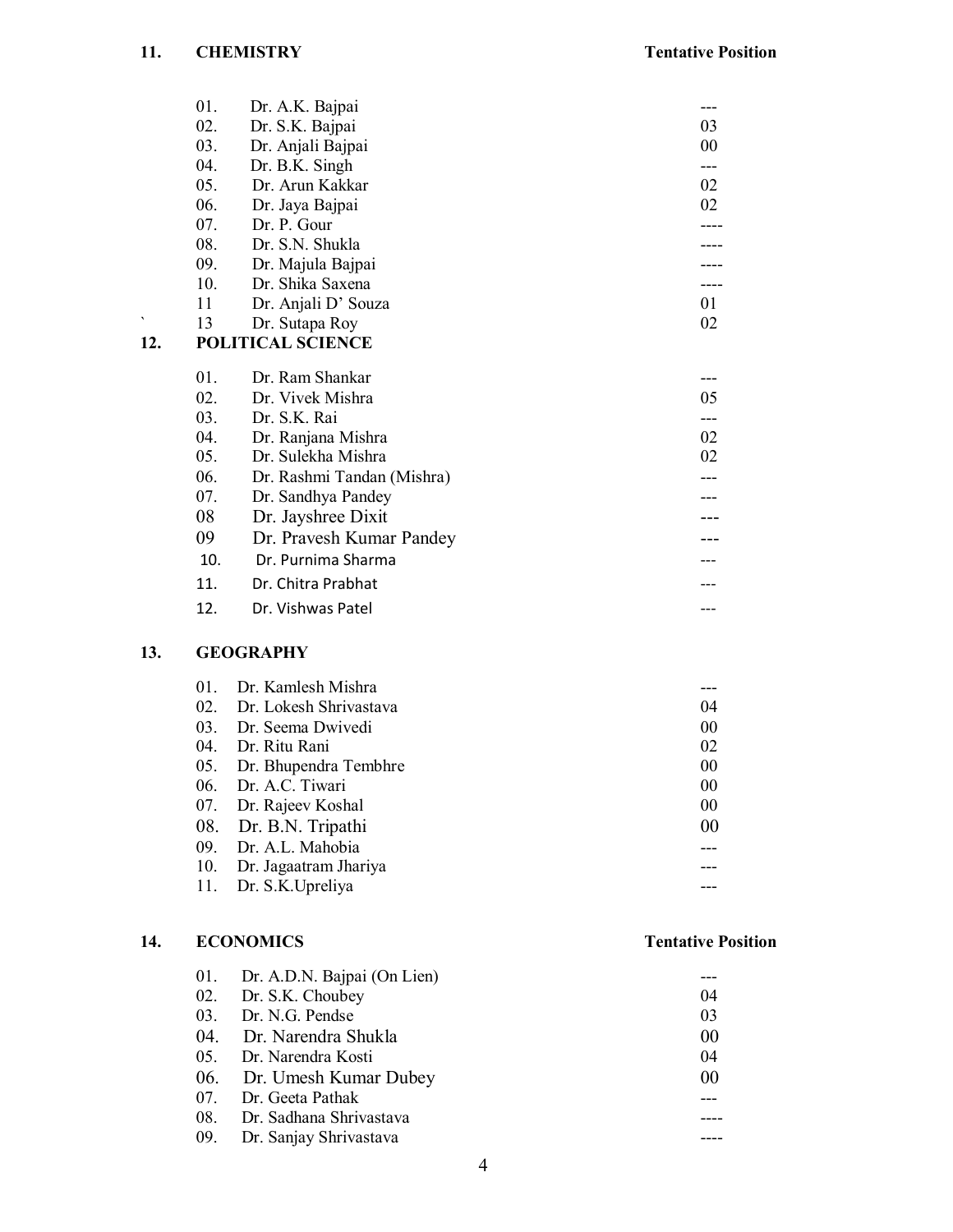## 11. CHEMISTRY

| | Name | Tentative Position |
|---|---|---|
| 01. | Dr. A.K. Bajpai | --- |
| 02. | Dr. S.K. Bajpai | 03 |
| 03. | Dr. Anjali Bajpai | 00 |
| 04. | Dr. B.K. Singh | --- |
| 05. | Dr. Arun Kakkar | 02 |
| 06. | Dr. Jaya Bajpai | 02 |
| 07. | Dr. P. Gour | ---- |
| 08. | Dr. S.N. Shukla | ---- |
| 09. | Dr. Majula Bajpai | ---- |
| 10. | Dr. Shika Saxena | ---- |
| 11 | Dr. Anjali D' Souza | 01 |
| 13 | Dr. Sutapa Roy | 02 |

## 12. POLITICAL SCIENCE

| | Name | Tentative Position |
|---|---|---|
| 01. | Dr. Ram Shankar | --- |
| 02. | Dr. Vivek Mishra | 05 |
| 03. | Dr. S.K. Rai | --- |
| 04. | Dr. Ranjana Mishra | 02 |
| 05. | Dr. Sulekha Mishra | 02 |
| 06. | Dr. Rashmi Tandan (Mishra) | --- |
| 07. | Dr. Sandhya Pandey | --- |
| 08 | Dr. Jayshree Dixit | --- |
| 09 | Dr. Pravesh Kumar Pandey | --- |
| 10. | Dr. Purnima Sharma | --- |
| 11. | Dr. Chitra Prabhat | --- |
| 12. | Dr. Vishwas Patel | --- |

## 13. GEOGRAPHY

| | Name | Tentative Position |
|---|---|---|
| 01. | Dr. Kamlesh Mishra | --- |
| 02. | Dr. Lokesh Shrivastava | 04 |
| 03. | Dr. Seema Dwivedi | 00 |
| 04. | Dr. Ritu Rani | 02 |
| 05. | Dr. Bhupendra Tembhre | 00 |
| 06. | Dr. A.C. Tiwari | 00 |
| 07. | Dr. Rajeev Koshal | 00 |
| 08. | Dr. B.N. Tripathi | 00 |
| 09. | Dr. A.L. Mahobia | --- |
| 10. | Dr. Jagaatram Jhariya | --- |
| 11. | Dr. S.K.Upreliya | --- |

## 14. ECONOMICS

| | Name | Tentative Position |
|---|---|---|
| 01. | Dr. A.D.N. Bajpai (On Lien) | --- |
| 02. | Dr. S.K. Choubey | 04 |
| 03. | Dr. N.G. Pendse | 03 |
| 04. | Dr. Narendra Shukla | 00 |
| 05. | Dr. Narendra Kosti | 04 |
| 06. | Dr. Umesh Kumar Dubey | 00 |
| 07. | Dr. Geeta Pathak | --- |
| 08. | Dr. Sadhana Shrivastava | ---- |
| 09. | Dr. Sanjay Shrivastava | ---- |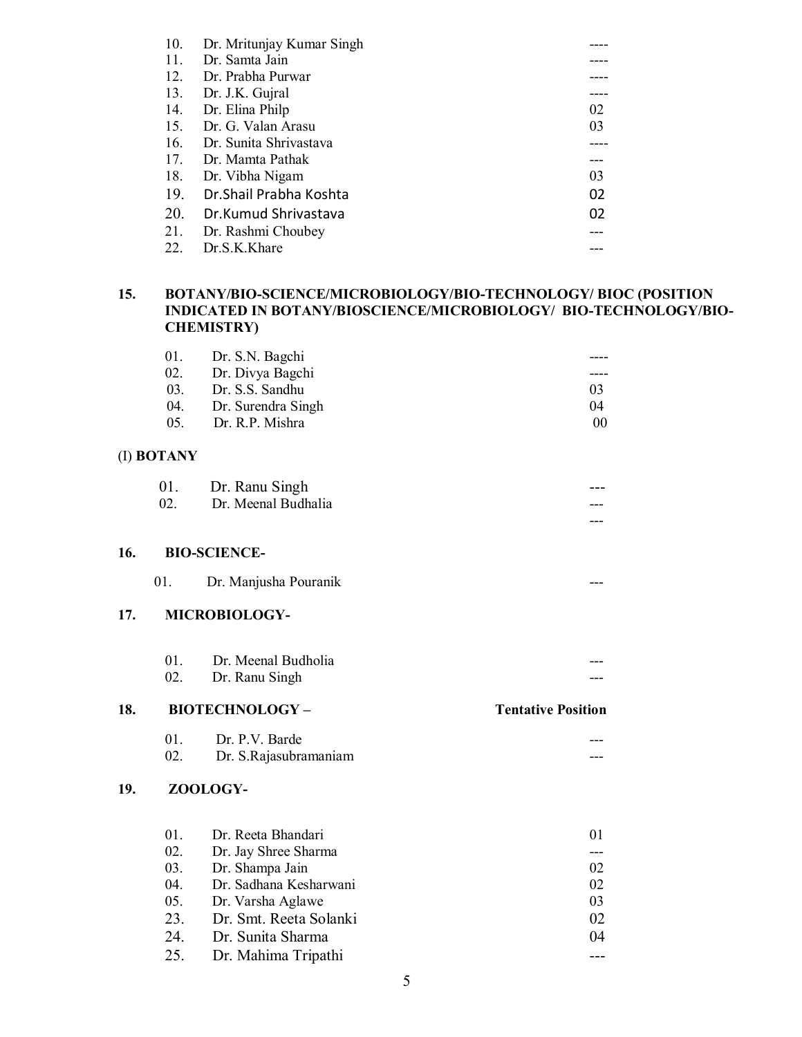| | | |
|---|---|---|
| 10. | Dr. Mritunjay Kumar Singh | ---- |
| 11. | Dr. Samta Jain | ---- |
| 12. | Dr. Prabha Purwar | ---- |
| 13. | Dr. J.K. Gujral | ---- |
| 14. | Dr. Elina Philp | 02 |
| 15. | Dr. G. Valan Arasu | 03 |
| 16. | Dr. Sunita Shrivastava | ---- |
| 17. | Dr. Mamta Pathak | --- |
| 18. | Dr. Vibha Nigam | 03 |
| 19. | Dr.Shail Prabha Koshta | 02 |
| 20. | Dr.Kumud Shrivastava | 02 |
| 21. | Dr. Rashmi Choubey | --- |
| 22. | Dr.S.K.Khare | --- |

**15. BOTANY/BIO-SCIENCE/MICROBIOLOGY/BIO-TECHNOLOGY/ BIOC (POSITION INDICATED IN BOTANY/BIOSCIENCE/MICROBIOLOGY/ BIO-TECHNOLOGY/BIO-CHEMISTRY)**

| | | |
|---|---|---|
| 01. | Dr. S.N. Bagchi | ---- |
| 02. | Dr. Divya Bagchi | ---- |
| 03. | Dr. S.S. Sandhu | 03 |
| 04. | Dr. Surendra Singh | 04 |
| 05. | Dr. R.P. Mishra | 00 |

(I) **BOTANY**

| | | |
|---|---|---|
| 01. | Dr. Ranu Singh | --- |
| 02. | Dr. Meenal Budhalia | --- |
| | | --- |

**16. BIO-SCIENCE-**

| | | |
|---|---|---|
| 01. | Dr. Manjusha Pouranik | --- |

**17. MICROBIOLOGY-**

| | | |
|---|---|---|
| 01. | Dr. Meenal Budholia | --- |
| 02. | Dr. Ranu Singh | --- |

**18. BIOTECHNOLOGY –** **Tentative Position**

| | | |
|---|---|---|
| 01. | Dr. P.V. Barde | --- |
| 02. | Dr. S.Rajasubramaniam | --- |

**19. ZOOLOGY-**

| | | |
|---|---|---|
| 01. | Dr. Reeta Bhandari | 01 |
| 02. | Dr. Jay Shree Sharma | --- |
| 03. | Dr. Shampa Jain | 02 |
| 04. | Dr. Sadhana Kesharwani | 02 |
| 05. | Dr. Varsha Aglawe | 03 |
| 23. | Dr. Smt. Reeta Solanki | 02 |
| 24. | Dr. Sunita Sharma | 04 |
| 25. | Dr. Mahima Tripathi | --- |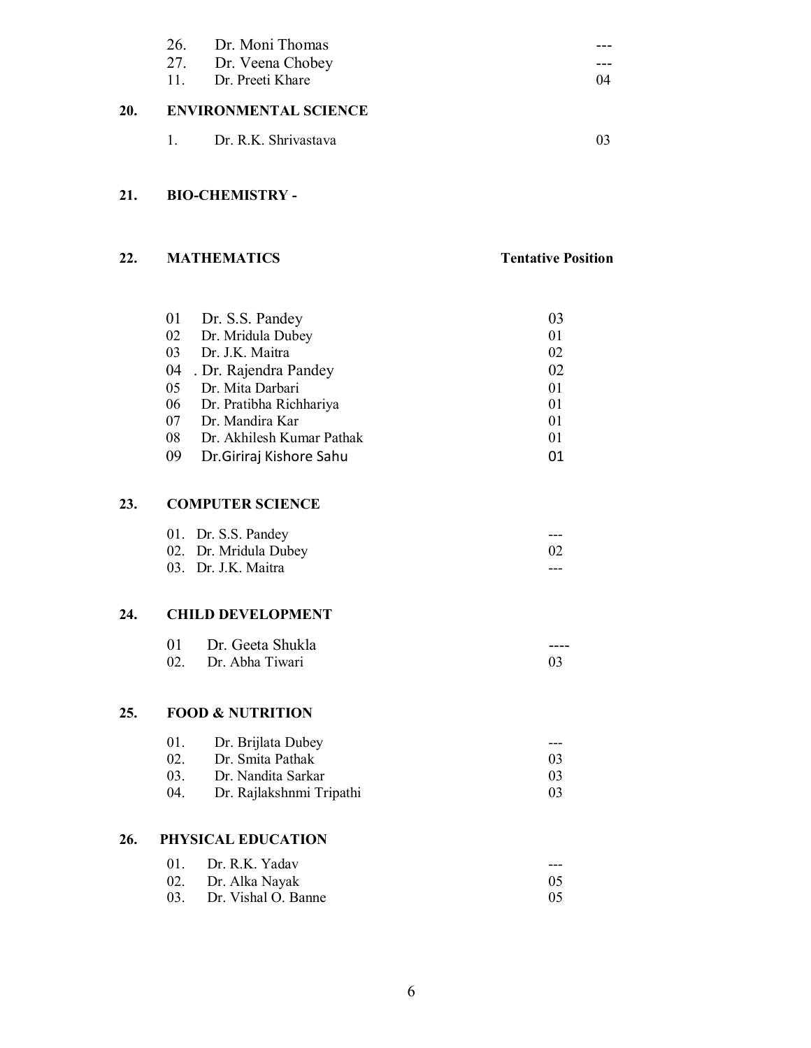| | | |
|---|---|---|
| 26. | Dr. Moni Thomas | --- |
| 27. | Dr. Veena Chobey | --- |
| 11. | Dr. Preeti Khare | 04 |

## 20. ENVIRONMENTAL SCIENCE

| | | |
|---|---|---|
| 1. | Dr. R.K. Shrivastava | 03 |

## 21. BIO-CHEMISTRY -

## 22. MATHEMATICS

| | | Tentative Position |
|---|---|---|
| 01 | Dr. S.S. Pandey | 03 |
| 02 | Dr. Mridula Dubey | 01 |
| 03 | Dr. J.K. Maitra | 02 |
| 04 | . Dr. Rajendra Pandey | 02 |
| 05 | Dr. Mita Darbari | 01 |
| 06 | Dr. Pratibha Richhariya | 01 |
| 07 | Dr. Mandira Kar | 01 |
| 08 | Dr. Akhilesh Kumar Pathak | 01 |
| 09 | Dr.Giriraj Kishore Sahu | 01 |

## 23. COMPUTER SCIENCE

| | | |
|---|---|---|
| 01. | Dr. S.S. Pandey | --- |
| 02. | Dr. Mridula Dubey | 02 |
| 03. | Dr. J.K. Maitra | --- |

## 24. CHILD DEVELOPMENT

| | | |
|---|---|---|
| 01 | Dr. Geeta Shukla | ---- |
| 02. | Dr. Abha Tiwari | 03 |

## 25. FOOD & NUTRITION

| | | |
|---|---|---|
| 01. | Dr. Brijlata Dubey | --- |
| 02. | Dr. Smita Pathak | 03 |
| 03. | Dr. Nandita Sarkar | 03 |
| 04. | Dr. Rajlakshnmi Tripathi | 03 |

## 26. PHYSICAL EDUCATION

| | | |
|---|---|---|
| 01. | Dr. R.K. Yadav | --- |
| 02. | Dr. Alka Nayak | 05 |
| 03. | Dr. Vishal O. Banne | 05 |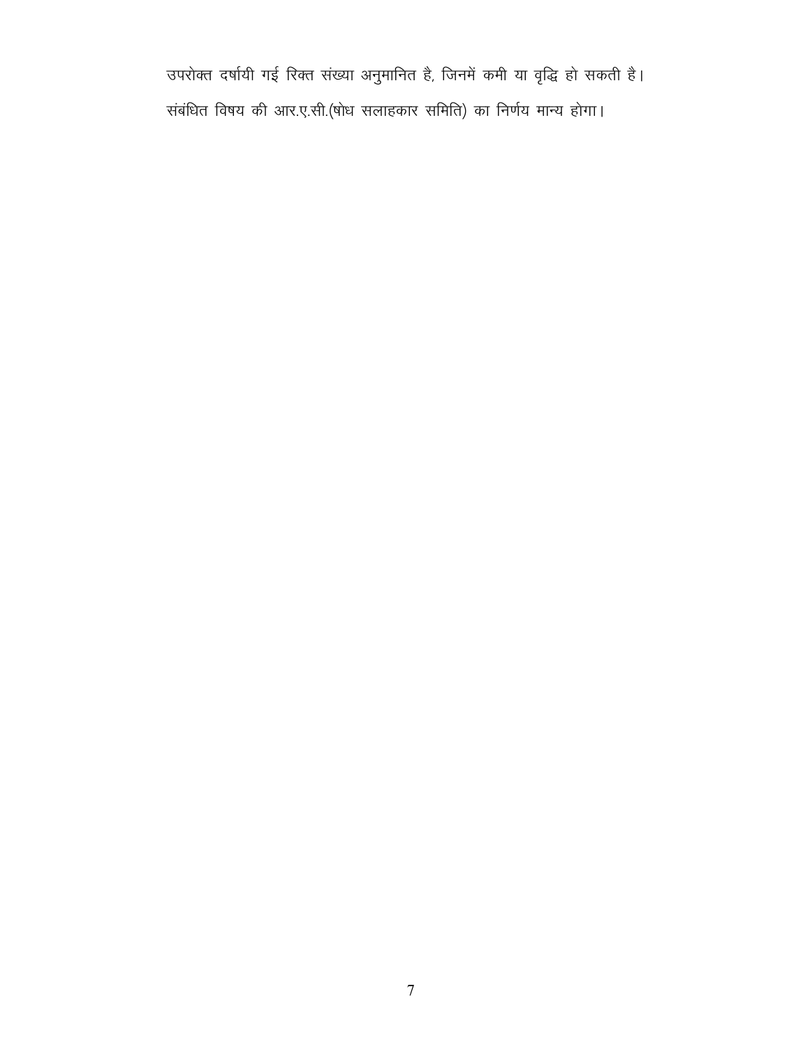उपरोक्त दर्शायी गई रिक्त संख्या अनुमानित है, जिनमें कमी या वृद्धि हो सकती है। संबंधित विषय की आर.ए.सी.(षोध सलाहकार समिति) का निर्णय मान्य होगा।